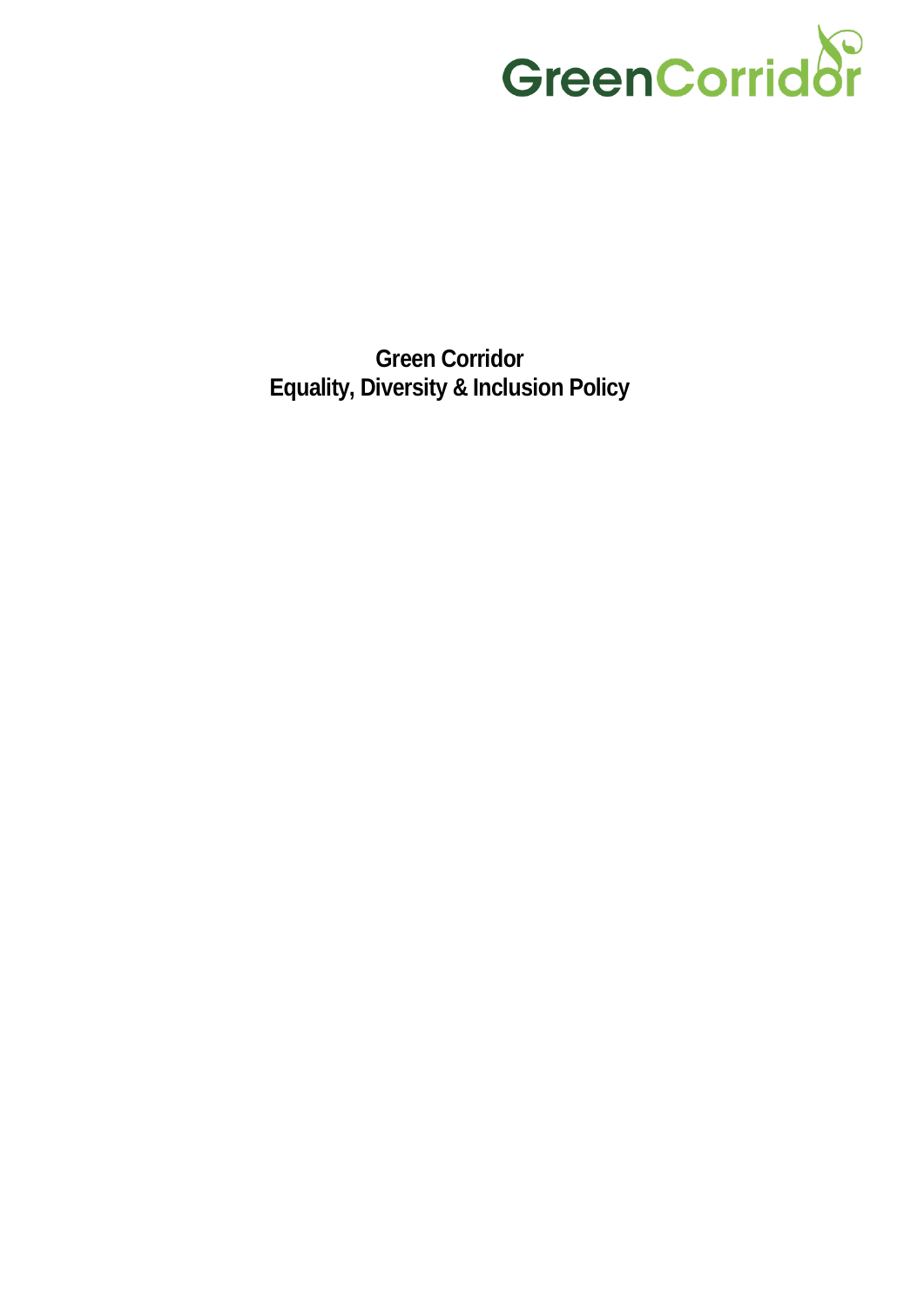# Green Corridor
# Equality, Diversity & Inclusion Policy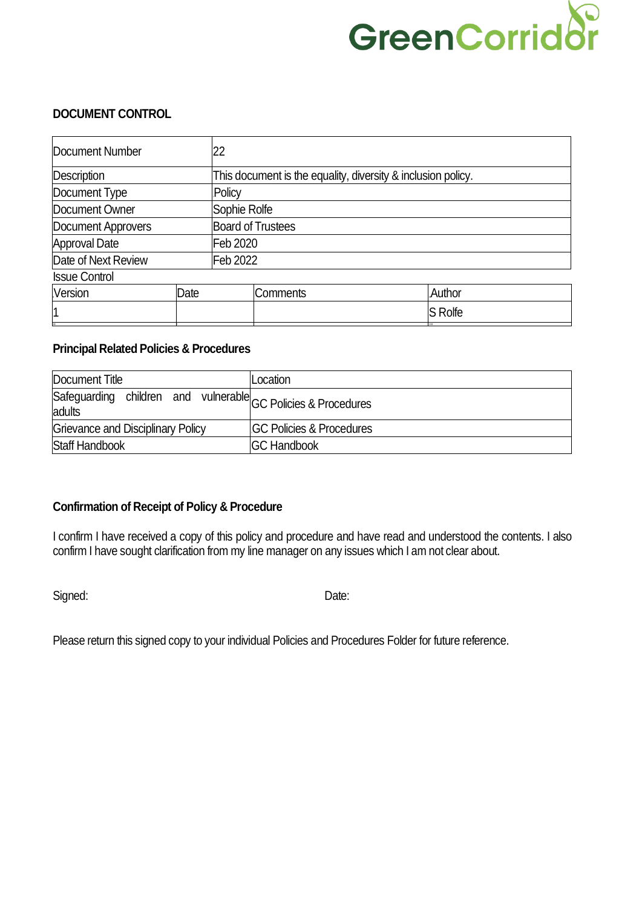**DOCUMENT CONTROL**

| Document Number | 22 |
|---|---|
| Description | This document is the equality, diversity & inclusion policy. |
| Document Type | Policy |
| Document Owner | Sophie Rolfe |
| Document Approvers | Board of Trustees |
| Approval Date | Feb 2020 |
| Date of Next Review | Feb 2022 |

Issue Control

| Version | Date | Comments | Author |
|---|---|---|---|
| 1 | | | S Rolfe |

**Principal Related Policies & Procedures**

| Document Title | Location |
|---|---|
| Safeguarding children and vulnerable adults | GC Policies & Procedures |
| Grievance and Disciplinary Policy | GC Policies & Procedures |
| Staff Handbook | GC Handbook |

**Confirmation of Receipt of Policy & Procedure**

I confirm I have received a copy of this policy and procedure and have read and understood the contents. I also confirm I have sought clarification from my line manager on any issues which I am not clear about.

Signed: Date:

Please return this signed copy to your individual Policies and Procedures Folder for future reference.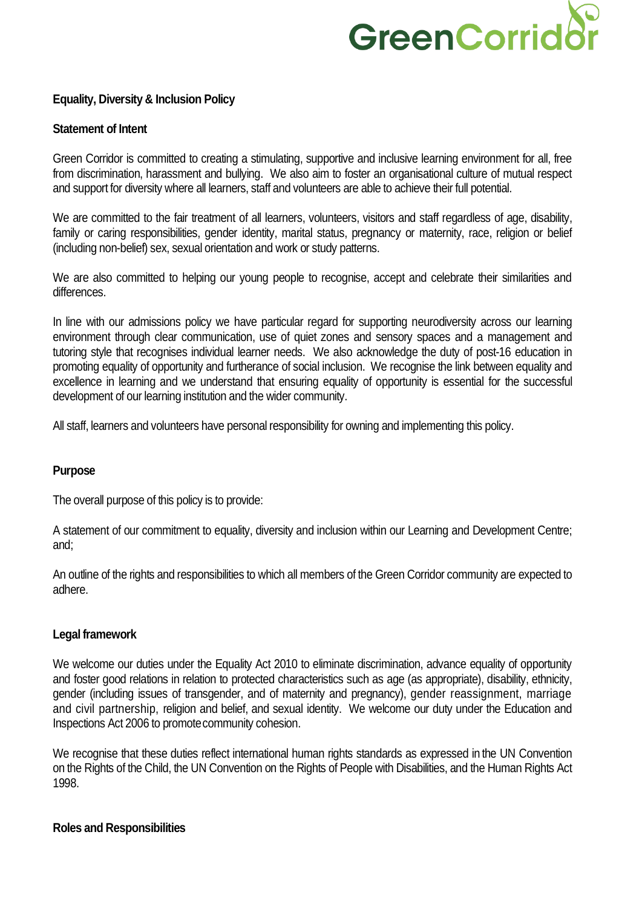## Equality, Diversity & Inclusion Policy

### Statement of Intent

Green Corridor is committed to creating a stimulating, supportive and inclusive learning environment for all, free from discrimination, harassment and bullying. We also aim to foster an organisational culture of mutual respect and support for diversity where all learners, staff and volunteers are able to achieve their full potential.

We are committed to the fair treatment of all learners, volunteers, visitors and staff regardless of age, disability, family or caring responsibilities, gender identity, marital status, pregnancy or maternity, race, religion or belief (including non-belief) sex, sexual orientation and work or study patterns.

We are also committed to helping our young people to recognise, accept and celebrate their similarities and differences.

In line with our admissions policy we have particular regard for supporting neurodiversity across our learning environment through clear communication, use of quiet zones and sensory spaces and a management and tutoring style that recognises individual learner needs. We also acknowledge the duty of post-16 education in promoting equality of opportunity and furtherance of social inclusion. We recognise the link between equality and excellence in learning and we understand that ensuring equality of opportunity is essential for the successful development of our learning institution and the wider community.

All staff, learners and volunteers have personal responsibility for owning and implementing this policy.

### Purpose

The overall purpose of this policy is to provide:

A statement of our commitment to equality, diversity and inclusion within our Learning and Development Centre; and;

An outline of the rights and responsibilities to which all members of the Green Corridor community are expected to adhere.

### Legal framework

We welcome our duties under the Equality Act 2010 to eliminate discrimination, advance equality of opportunity and foster good relations in relation to protected characteristics such as age (as appropriate), disability, ethnicity, gender (including issues of transgender, and of maternity and pregnancy), gender reassignment, marriage and civil partnership, religion and belief, and sexual identity. We welcome our duty under the Education and Inspections Act 2006 to promote community cohesion.

We recognise that these duties reflect international human rights standards as expressed in the UN Convention on the Rights of the Child, the UN Convention on the Rights of People with Disabilities, and the Human Rights Act 1998.

### Roles and Responsibilities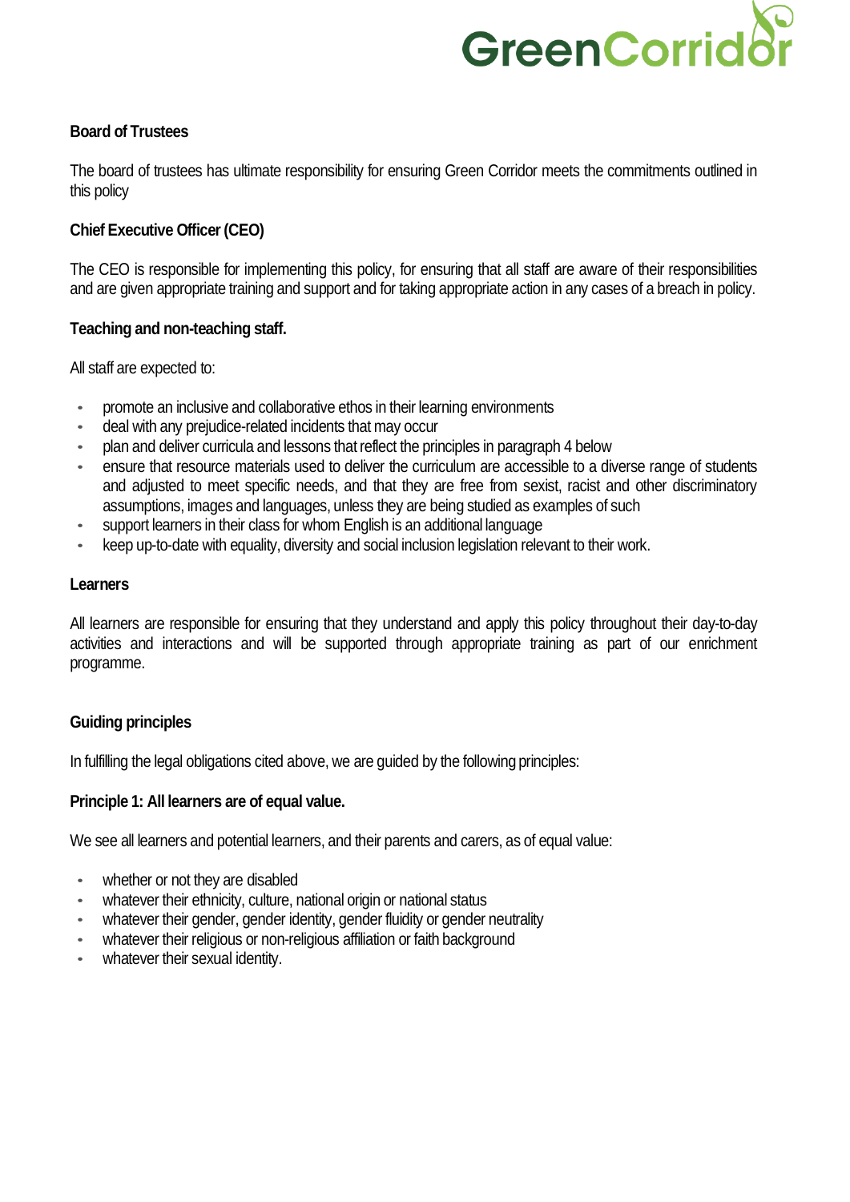**Board of Trustees**

The board of trustees has ultimate responsibility for ensuring Green Corridor meets the commitments outlined in this policy

**Chief Executive Officer (CEO)**

The CEO is responsible for implementing this policy, for ensuring that all staff are aware of their responsibilities and are given appropriate training and support and for taking appropriate action in any cases of a breach in policy.

**Teaching and non-teaching staff.**

All staff are expected to:

- promote an inclusive and collaborative ethos in their learning environments
- deal with any prejudice-related incidents that may occur
- plan and deliver curricula and lessons that reflect the principles in paragraph 4 below
- ensure that resource materials used to deliver the curriculum are accessible to a diverse range of students and adjusted to meet specific needs, and that they are free from sexist, racist and other discriminatory assumptions, images and languages, unless they are being studied as examples of such
- support learners in their class for whom English is an additional language
- keep up-to-date with equality, diversity and social inclusion legislation relevant to their work.

**Learners**

All learners are responsible for ensuring that they understand and apply this policy throughout their day-to-day activities and interactions and will be supported through appropriate training as part of our enrichment programme.

**Guiding principles**

In fulfilling the legal obligations cited above, we are guided by the following principles:

**Principle 1: All learners are of equal value.**

We see all learners and potential learners, and their parents and carers, as of equal value:

- whether or not they are disabled
- whatever their ethnicity, culture, national origin or national status
- whatever their gender, gender identity, gender fluidity or gender neutrality
- whatever their religious or non-religious affiliation or faith background
- whatever their sexual identity.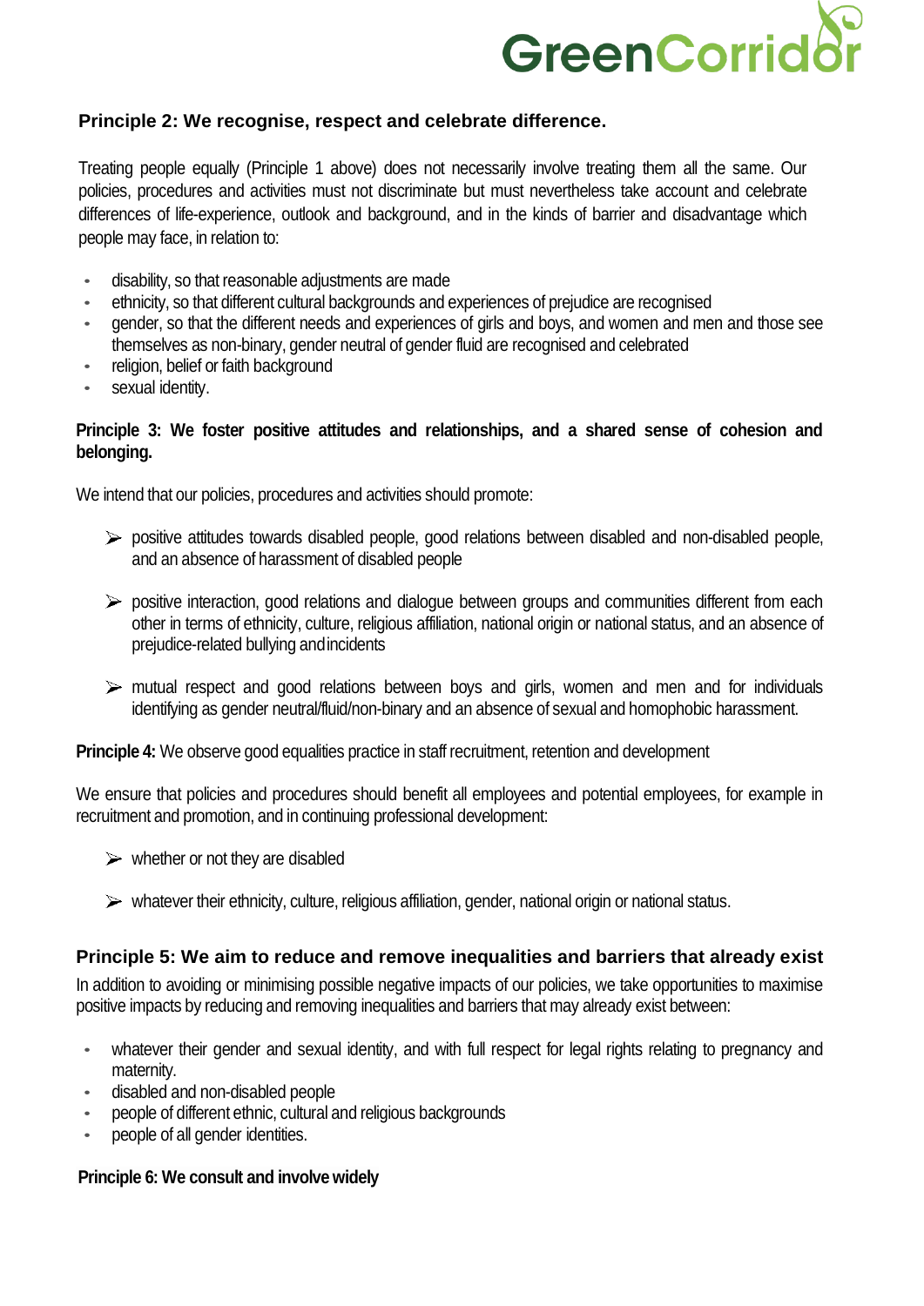## Principle 2: We recognise, respect and celebrate difference.

Treating people equally (Principle 1 above) does not necessarily involve treating them all the same. Our policies, procedures and activities must not discriminate but must nevertheless take account and celebrate differences of life-experience, outlook and background, and in the kinds of barrier and disadvantage which people may face, in relation to:

- disability, so that reasonable adjustments are made
- ethnicity, so that different cultural backgrounds and experiences of prejudice are recognised
- gender, so that the different needs and experiences of girls and boys, and women and men and those see themselves as non-binary, gender neutral of gender fluid are recognised and celebrated
- religion, belief or faith background
- sexual identity.

**Principle 3: We foster positive attitudes and relationships, and a shared sense of cohesion and belonging.**

We intend that our policies, procedures and activities should promote:

- positive attitudes towards disabled people, good relations between disabled and non-disabled people, and an absence of harassment of disabled people
- positive interaction, good relations and dialogue between groups and communities different from each other in terms of ethnicity, culture, religious affiliation, national origin or national status, and an absence of prejudice-related bullying and incidents
- mutual respect and good relations between boys and girls, women and men and for individuals identifying as gender neutral/fluid/non-binary and an absence of sexual and homophobic harassment.

**Principle 4:** We observe good equalities practice in staff recruitment, retention and development

We ensure that policies and procedures should benefit all employees and potential employees, for example in recruitment and promotion, and in continuing professional development:

- whether or not they are disabled
- whatever their ethnicity, culture, religious affiliation, gender, national origin or national status.

## Principle 5: We aim to reduce and remove inequalities and barriers that already exist

In addition to avoiding or minimising possible negative impacts of our policies, we take opportunities to maximise positive impacts by reducing and removing inequalities and barriers that may already exist between:

- whatever their gender and sexual identity, and with full respect for legal rights relating to pregnancy and maternity.
- disabled and non-disabled people
- people of different ethnic, cultural and religious backgrounds
- people of all gender identities.

**Principle 6: We consult and involve widely**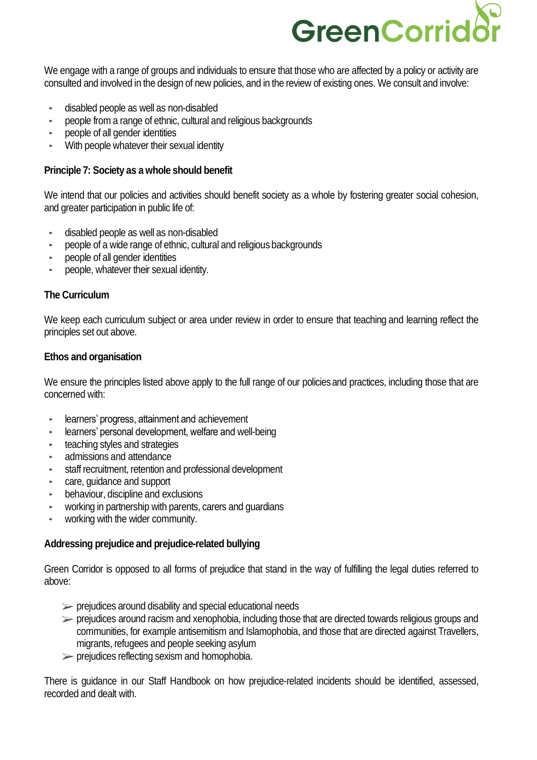We engage with a range of groups and individuals to ensure that those who are affected by a policy or activity are consulted and involved in the design of new policies, and in the review of existing ones. We consult and involve:

- disabled people as well as non-disabled
- people from a range of ethnic, cultural and religious backgrounds
- people of all gender identities
- With people whatever their sexual identity

**Principle 7: Society as a whole should benefit**

We intend that our policies and activities should benefit society as a whole by fostering greater social cohesion, and greater participation in public life of:

- disabled people as well as non-disabled
- people of a wide range of ethnic, cultural and religious backgrounds
- people of all gender identities
- people, whatever their sexual identity.

**The Curriculum**

We keep each curriculum subject or area under review in order to ensure that teaching and learning reflect the principles set out above.

**Ethos and organisation**

We ensure the principles listed above apply to the full range of our policies and practices, including those that are concerned with:

- learners' progress, attainment and achievement
- learners' personal development, welfare and well-being
- teaching styles and strategies
- admissions and attendance
- staff recruitment, retention and professional development
- care, guidance and support
- behaviour, discipline and exclusions
- working in partnership with parents, carers and guardians
- working with the wider community.

**Addressing prejudice and prejudice-related bullying**

Green Corridor is opposed to all forms of prejudice that stand in the way of fulfilling the legal duties referred to above:

- prejudices around disability and special educational needs
- prejudices around racism and xenophobia, including those that are directed towards religious groups and communities, for example antisemitism and Islamophobia, and those that are directed against Travellers, migrants, refugees and people seeking asylum
- prejudices reflecting sexism and homophobia.

There is guidance in our Staff Handbook on how prejudice-related incidents should be identified, assessed, recorded and dealt with.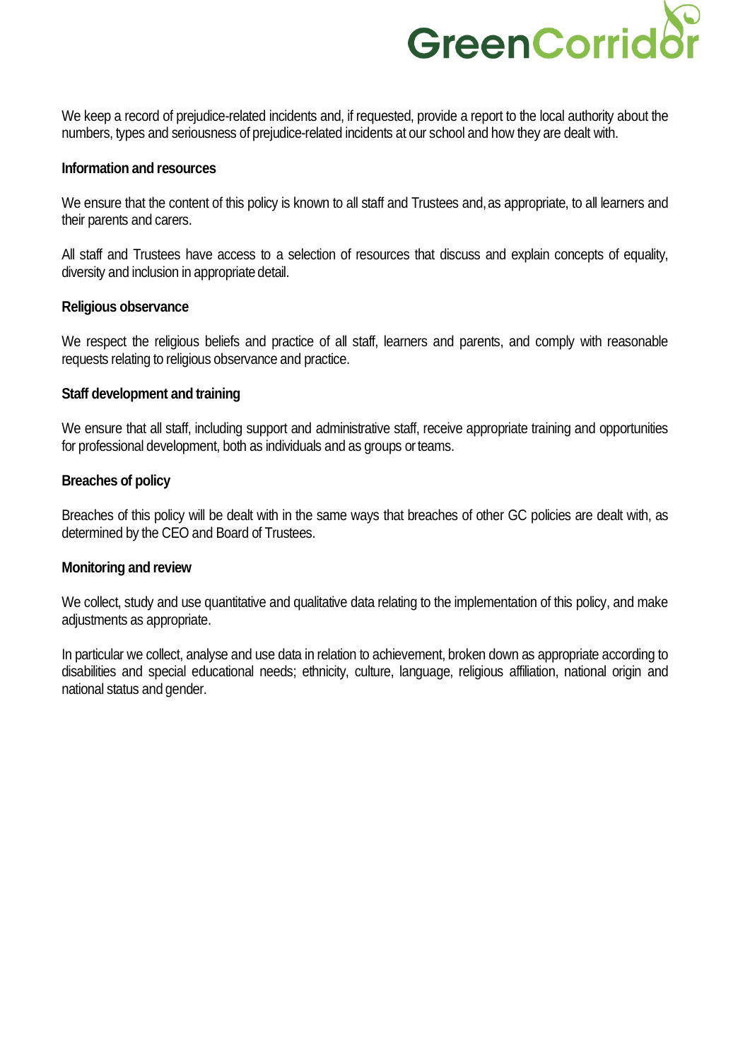We keep a record of prejudice-related incidents and, if requested, provide a report to the local authority about the numbers, types and seriousness of prejudice-related incidents at our school and how they are dealt with.

**Information and resources**

We ensure that the content of this policy is known to all staff and Trustees and, as appropriate, to all learners and their parents and carers.

All staff and Trustees have access to a selection of resources that discuss and explain concepts of equality, diversity and inclusion in appropriate detail.

**Religious observance**

We respect the religious beliefs and practice of all staff, learners and parents, and comply with reasonable requests relating to religious observance and practice.

**Staff development and training**

We ensure that all staff, including support and administrative staff, receive appropriate training and opportunities for professional development, both as individuals and as groups or teams.

**Breaches of policy**

Breaches of this policy will be dealt with in the same ways that breaches of other GC policies are dealt with, as determined by the CEO and Board of Trustees.

**Monitoring and review**

We collect, study and use quantitative and qualitative data relating to the implementation of this policy, and make adjustments as appropriate.

In particular we collect, analyse and use data in relation to achievement, broken down as appropriate according to disabilities and special educational needs; ethnicity, culture, language, religious affiliation, national origin and national status and gender.